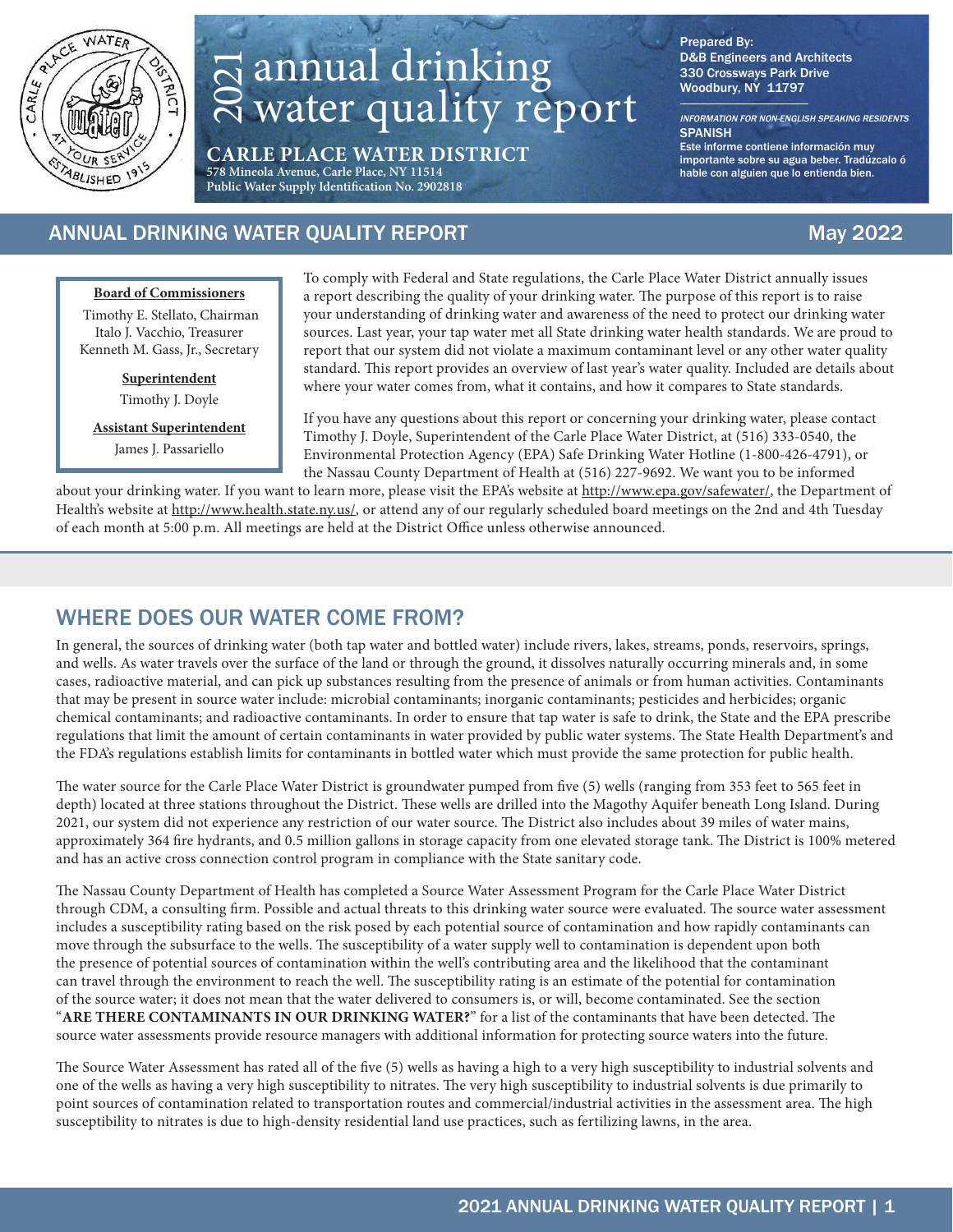# 2021 annual drinking water quality report

**CARLE PLACE WATER DISTRICT**
578 Mineola Avenue, Carle Place, NY 11514
Public Water Supply Identification No. 2902818

Prepared By:
D&B Engineers and Architects
330 Crossways Park Drive
Woodbury, NY 11797

*INFORMATION FOR NON-ENGLISH SPEAKING RESIDENTS*
SPANISH
Este informe contiene información muy importante sobre su agua beber. Tradúzcalo ó hable con alguien que lo entienda bien.

## ANNUAL DRINKING WATER QUALITY REPORT — May 2022

**Board of Commissioners**
Timothy E. Stellato, Chairman
Italo J. Vacchio, Treasurer
Kenneth M. Gass, Jr., Secretary

**Superintendent**
Timothy J. Doyle

**Assistant Superintendent**
James J. Passariello

To comply with Federal and State regulations, the Carle Place Water District annually issues a report describing the quality of your drinking water. The purpose of this report is to raise your understanding of drinking water and awareness of the need to protect our drinking water sources. Last year, your tap water met all State drinking water health standards. We are proud to report that our system did not violate a maximum contaminant level or any other water quality standard. This report provides an overview of last year's water quality. Included are details about where your water comes from, what it contains, and how it compares to State standards.

If you have any questions about this report or concerning your drinking water, please contact Timothy J. Doyle, Superintendent of the Carle Place Water District, at (516) 333-0540, the Environmental Protection Agency (EPA) Safe Drinking Water Hotline (1-800-426-4791), or the Nassau County Department of Health at (516) 227-9692. We want you to be informed about your drinking water. If you want to learn more, please visit the EPA's website at http://www.epa.gov/safewater/, the Department of Health's website at http://www.health.state.ny.us/, or attend any of our regularly scheduled board meetings on the 2nd and 4th Tuesday of each month at 5:00 p.m. All meetings are held at the District Office unless otherwise announced.

## WHERE DOES OUR WATER COME FROM?

In general, the sources of drinking water (both tap water and bottled water) include rivers, lakes, streams, ponds, reservoirs, springs, and wells. As water travels over the surface of the land or through the ground, it dissolves naturally occurring minerals and, in some cases, radioactive material, and can pick up substances resulting from the presence of animals or from human activities. Contaminants that may be present in source water include: microbial contaminants; inorganic contaminants; pesticides and herbicides; organic chemical contaminants; and radioactive contaminants. In order to ensure that tap water is safe to drink, the State and the EPA prescribe regulations that limit the amount of certain contaminants in water provided by public water systems. The State Health Department's and the FDA's regulations establish limits for contaminants in bottled water which must provide the same protection for public health.

The water source for the Carle Place Water District is groundwater pumped from five (5) wells (ranging from 353 feet to 565 feet in depth) located at three stations throughout the District. These wells are drilled into the Magothy Aquifer beneath Long Island. During 2021, our system did not experience any restriction of our water source. The District also includes about 39 miles of water mains, approximately 364 fire hydrants, and 0.5 million gallons in storage capacity from one elevated storage tank. The District is 100% metered and has an active cross connection control program in compliance with the State sanitary code.

The Nassau County Department of Health has completed a Source Water Assessment Program for the Carle Place Water District through CDM, a consulting firm. Possible and actual threats to this drinking water source were evaluated. The source water assessment includes a susceptibility rating based on the risk posed by each potential source of contamination and how rapidly contaminants can move through the subsurface to the wells. The susceptibility of a water supply well to contamination is dependent upon both the presence of potential sources of contamination within the well's contributing area and the likelihood that the contaminant can travel through the environment to reach the well. The susceptibility rating is an estimate of the potential for contamination of the source water; it does not mean that the water delivered to consumers is, or will, become contaminated. See the section "**ARE THERE CONTAMINANTS IN OUR DRINKING WATER?**" for a list of the contaminants that have been detected. The source water assessments provide resource managers with additional information for protecting source waters into the future.

The Source Water Assessment has rated all of the five (5) wells as having a high to a very high susceptibility to industrial solvents and one of the wells as having a very high susceptibility to nitrates. The very high susceptibility to industrial solvents is due primarily to point sources of contamination related to transportation routes and commercial/industrial activities in the assessment area. The high susceptibility to nitrates is due to high-density residential land use practices, such as fertilizing lawns, in the area.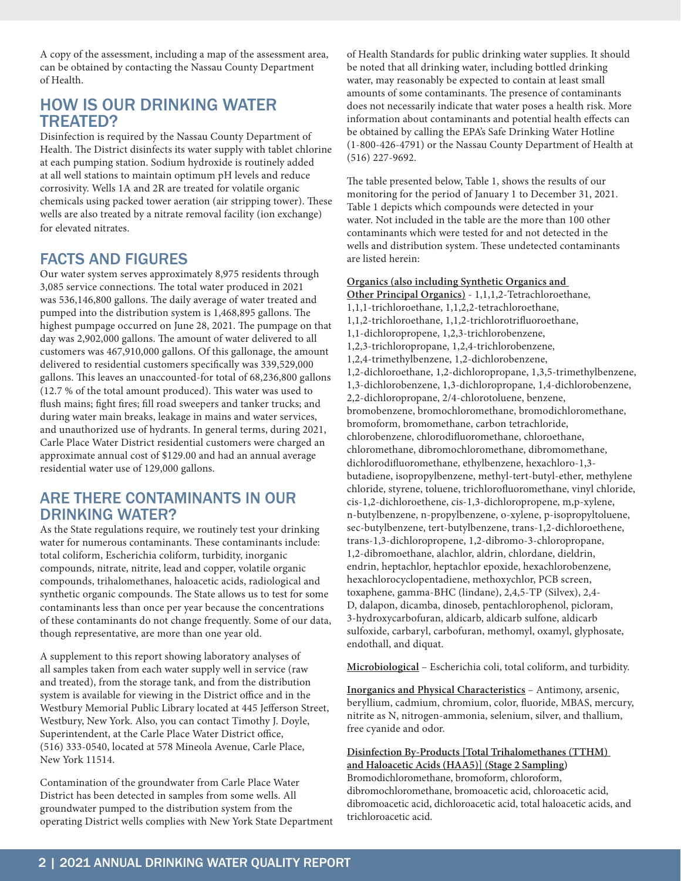A copy of the assessment, including a map of the assessment area, can be obtained by contacting the Nassau County Department of Health.

## HOW IS OUR DRINKING WATER TREATED?

Disinfection is required by the Nassau County Department of Health. The District disinfects its water supply with tablet chlorine at each pumping station. Sodium hydroxide is routinely added at all well stations to maintain optimum pH levels and reduce corrosivity. Wells 1A and 2R are treated for volatile organic chemicals using packed tower aeration (air stripping tower). These wells are also treated by a nitrate removal facility (ion exchange) for elevated nitrates.

## FACTS AND FIGURES

Our water system serves approximately 8,975 residents through 3,085 service connections. The total water produced in 2021 was 536,146,800 gallons. The daily average of water treated and pumped into the distribution system is 1,468,895 gallons. The highest pumpage occurred on June 28, 2021. The pumpage on that day was 2,902,000 gallons. The amount of water delivered to all customers was 467,910,000 gallons. Of this gallonage, the amount delivered to residential customers specifically was 339,529,000 gallons. This leaves an unaccounted-for total of 68,236,800 gallons (12.7 % of the total amount produced). This water was used to flush mains; fight fires; fill road sweepers and tanker trucks; and during water main breaks, leakage in mains and water services, and unauthorized use of hydrants. In general terms, during 2021, Carle Place Water District residential customers were charged an approximate annual cost of $129.00 and had an annual average residential water use of 129,000 gallons.

## ARE THERE CONTAMINANTS IN OUR DRINKING WATER?

As the State regulations require, we routinely test your drinking water for numerous contaminants. These contaminants include: total coliform, Escherichia coliform, turbidity, inorganic compounds, nitrate, nitrite, lead and copper, volatile organic compounds, trihalomethanes, haloacetic acids, radiological and synthetic organic compounds. The State allows us to test for some contaminants less than once per year because the concentrations of these contaminants do not change frequently. Some of our data, though representative, are more than one year old.

A supplement to this report showing laboratory analyses of all samples taken from each water supply well in service (raw and treated), from the storage tank, and from the distribution system is available for viewing in the District office and in the Westbury Memorial Public Library located at 445 Jefferson Street, Westbury, New York. Also, you can contact Timothy J. Doyle, Superintendent, at the Carle Place Water District office, (516) 333-0540, located at 578 Mineola Avenue, Carle Place, New York 11514.

Contamination of the groundwater from Carle Place Water District has been detected in samples from some wells. All groundwater pumped to the distribution system from the operating District wells complies with New York State Department of Health Standards for public drinking water supplies. It should be noted that all drinking water, including bottled drinking water, may reasonably be expected to contain at least small amounts of some contaminants. The presence of contaminants does not necessarily indicate that water poses a health risk. More information about contaminants and potential health effects can be obtained by calling the EPA's Safe Drinking Water Hotline (1-800-426-4791) or the Nassau County Department of Health at (516) 227-9692.

The table presented below, Table 1, shows the results of our monitoring for the period of January 1 to December 31, 2021. Table 1 depicts which compounds were detected in your water. Not included in the table are the more than 100 other contaminants which were tested for and not detected in the wells and distribution system. These undetected contaminants are listed herein:

**Organics (also including Synthetic Organics and Other Principal Organics)** - 1,1,1,2-Tetrachloroethane, 1,1,1-trichloroethane, 1,1,2,2-tetrachloroethane, 1,1,2-trichloroethane, 1,1,2-trichlorotrifluoroethane, 1,1-dichloropropene, 1,2,3-trichlorobenzene, 1,2,3-trichloropropane, 1,2,4-trichlorobenzene, 1,2,4-trimethylbenzene, 1,2-dichlorobenzene, 1,2-dichloroethane, 1,2-dichloropropane, 1,3,5-trimethylbenzene, 1,3-dichlorobenzene, 1,3-dichloropropane, 1,4-dichlorobenzene, 2,2-dichloropropane, 2/4-chlorotoluene, benzene, bromobenzene, bromochloromethane, bromodichloromethane, bromoform, bromomethane, carbon tetrachloride, chlorobenzene, chlorodifluoromethane, chloroethane, chloromethane, dibromochloromethane, dibromomethane, dichlorodifluoromethane, ethylbenzene, hexachloro-1,3-butadiene, isopropylbenzene, methyl-tert-butyl-ether, methylene chloride, styrene, toluene, trichlorofluoromethane, vinyl chloride, cis-1,2-dichloroethene, cis-1,3-dichloropropene, m,p-xylene, n-butylbenzene, n-propylbenzene, o-xylene, p-isopropyltoluene, sec-butylbenzene, tert-butylbenzene, trans-1,2-dichloroethene, trans-1,3-dichloropropene, 1,2-dibromo-3-chloropropane, 1,2-dibromoethane, alachlor, aldrin, chlordane, dieldrin, endrin, heptachlor, heptachlor epoxide, hexachlorobenzene, hexachlorocyclopentadiene, methoxychlor, PCB screen, toxaphene, gamma-BHC (lindane), 2,4,5-TP (Silvex), 2,4-D, dalapon, dicamba, dinoseb, pentachlorophenol, picloram, 3-hydroxycarbofuran, aldicarb, aldicarb sulfone, aldicarb sulfoxide, carbaryl, carbofuran, methomyl, oxamyl, glyphosate, endothall, and diquat.

**Microbiological** – Escherichia coli, total coliform, and turbidity.

**Inorganics and Physical Characteristics** – Antimony, arsenic, beryllium, cadmium, chromium, color, fluoride, MBAS, mercury, nitrite as N, nitrogen-ammonia, selenium, silver, and thallium, free cyanide and odor.

**Disinfection By-Products [Total Trihalomethanes (TTHM) and Haloacetic Acids (HAA5)] (Stage 2 Sampling)** Bromodichloromethane, bromoform, chloroform, dibromochloromethane, bromoacetic acid, chloroacetic acid, dibromoacetic acid, dichloroacetic acid, total haloacetic acids, and trichloroacetic acid.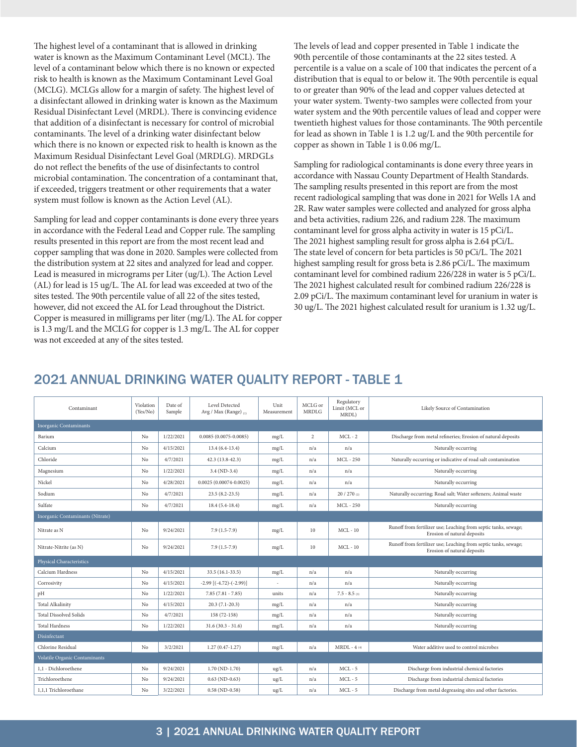The highest level of a contaminant that is allowed in drinking water is known as the Maximum Contaminant Level (MCL). The level of a contaminant below which there is no known or expected risk to health is known as the Maximum Contaminant Level Goal (MCLG). MCLGs allow for a margin of safety. The highest level of a disinfectant allowed in drinking water is known as the Maximum Residual Disinfectant Level (MRDL). There is convincing evidence that addition of a disinfectant is necessary for control of microbial contaminants. The level of a drinking water disinfectant below which there is no known or expected risk to health is known as the Maximum Residual Disinfectant Level Goal (MRDLG). MRDGLs do not reflect the benefits of the use of disinfectants to control microbial contamination. The concentration of a contaminant that, if exceeded, triggers treatment or other requirements that a water system must follow is known as the Action Level (AL).

Sampling for lead and copper contaminants is done every three years in accordance with the Federal Lead and Copper rule. The sampling results presented in this report are from the most recent lead and copper sampling that was done in 2020. Samples were collected from the distribution system at 22 sites and analyzed for lead and copper. Lead is measured in micrograms per Liter (ug/L). The Action Level (AL) for lead is 15 ug/L. The AL for lead was exceeded at two of the sites tested. The 90th percentile value of all 22 of the sites tested, however, did not exceed the AL for Lead throughout the District. Copper is measured in milligrams per liter (mg/L). The AL for copper is 1.3 mg/L and the MCLG for copper is 1.3 mg/L. The AL for copper was not exceeded at any of the sites tested.

The levels of lead and copper presented in Table 1 indicate the 90th percentile of those contaminants at the 22 sites tested. A percentile is a value on a scale of 100 that indicates the percent of a distribution that is equal to or below it. The 90th percentile is equal to or greater than 90% of the lead and copper values detected at your water system. Twenty-two samples were collected from your water system and the 90th percentile values of lead and copper were twentieth highest values for those contaminants. The 90th percentile for lead as shown in Table 1 is 1.2 ug/L and the 90th percentile for copper as shown in Table 1 is 0.06 mg/L.

Sampling for radiological contaminants is done every three years in accordance with Nassau County Department of Health Standards. The sampling results presented in this report are from the most recent radiological sampling that was done in 2021 for Wells 1A and 2R. Raw water samples were collected and analyzed for gross alpha and beta activities, radium 226, and radium 228. The maximum contaminant level for gross alpha activity in water is 15 pCi/L. The 2021 highest sampling result for gross alpha is 2.64 pCi/L. The state level of concern for beta particles is 50 pCi/L. The 2021 highest sampling result for gross beta is 2.86 pCi/L. The maximum contaminant level for combined radium 226/228 in water is 5 pCi/L. The 2021 highest calculated result for combined radium 226/228 is 2.09 pCi/L. The maximum contaminant level for uranium in water is 30 ug/L. The 2021 highest calculated result for uranium is 1.32 ug/L.

## 2021 ANNUAL DRINKING WATER QUALITY REPORT - TABLE 1

| Contaminant | Violation (Yes/No) | Date of Sample | Level Detected Avg / Max (Range) (1) | Unit Measurement | MCLG or MRDLG | Regulatory Limit (MCL or MRDL) | Likely Source of Contamination |
|---|---|---|---|---|---|---|---|
| **Inorganic Contaminants** | | | | | | | |
| Barium | No | 1/22/2021 | 0.0085 (0.0075-0.0085) | mg/L | 2 | MCL - 2 | Discharge from metal refineries; Erosion of natural deposits |
| Calcium | No | 4/15/2021 | 13.4 (6.4-13.4) | mg/L | n/a | n/a | Naturally occurring |
| Chloride | No | 4/7/2021 | 42.3 (13.8-42.3) | mg/L | n/a | MCL - 250 | Naturally occurring or indicative of road salt contamination |
| Magnesium | No | 1/22/2021 | 3.4 (ND-3.4) | mg/L | n/a | n/a | Naturally occurring |
| Nickel | No | 4/28/2021 | 0.0025 (0.00074-0.0025) | mg/L | n/a | n/a | Naturally occurring |
| Sodium | No | 4/7/2021 | 23.5 (8.2-23.5) | mg/L | n/a | 20 / 270 (2) | Naturally occurring; Road salt; Water softeners; Animal waste |
| Sulfate | No | 4/7/2021 | 18.4 (5.4-18.4) | mg/L | n/a | MCL - 250 | Naturally occurring |
| **Inorganic Contaminants (Nitrate)** | | | | | | | |
| Nitrate as N | No | 9/24/2021 | 7.9 (1.5-7.9) | mg/L | 10 | MCL - 10 | Runoff from fertilizer use; Leaching from septic tanks, sewage; Erosion of natural deposits |
| Nitrate-Nitrite (as N) | No | 9/24/2021 | 7.9 (1.5-7.9) | mg/L | 10 | MCL - 10 | Runoff from fertilizer use; Leaching from septic tanks, sewage; Erosion of natural deposits |
| **Physical Characteristics** | | | | | | | |
| Calcium Hardness | No | 4/15/2021 | 33.5 (16.1-33.5) | mg/L | n/a | n/a | Naturally occurring |
| Corrosivity | No | 4/15/2021 | -2.99 [(-4.72)-(-2.99)] | - | n/a | n/a | Naturally occurring |
| pH | No | 1/22/2021 | 7.85 (7.81 - 7.85) | units | n/a | 7.5 - 8.5 (3) | Naturally occurring |
| Total Alkalinity | No | 4/15/2021 | 20.3 (7.1-20.3) | mg/L | n/a | n/a | Naturally occurring |
| Total Dissolved Solids | No | 4/7/2021 | 158 (72-158) | mg/L | n/a | n/a | Naturally occurring |
| Total Hardness | No | 1/22/2021 | 31.6 (30.3 - 31.6) | mg/L | n/a | n/a | Naturally occurring |
| **Disinfectant** | | | | | | | |
| Chlorine Residual | No | 3/2/2021 | 1.27 (0.47-1.27) | mg/L | n/a | MRDL - 4 (4) | Water additive used to control microbes |
| **Volatile Organic Contaminants** | | | | | | | |
| 1,1 - Dichloroethene | No | 9/24/2021 | 1.70 (ND-1.70) | ug/L | n/a | MCL - 5 | Discharge from industrial chemical factories |
| Trichloroethene | No | 9/24/2021 | 0.63 (ND-0.63) | ug/L | n/a | MCL - 5 | Discharge from industrial chemical factories |
| 1,1,1 Trichloroethane | No | 3/22/2021 | 0.58 (ND-0.58) | ug/L | n/a | MCL - 5 | Discharge from metal degreasing sites and other factories. |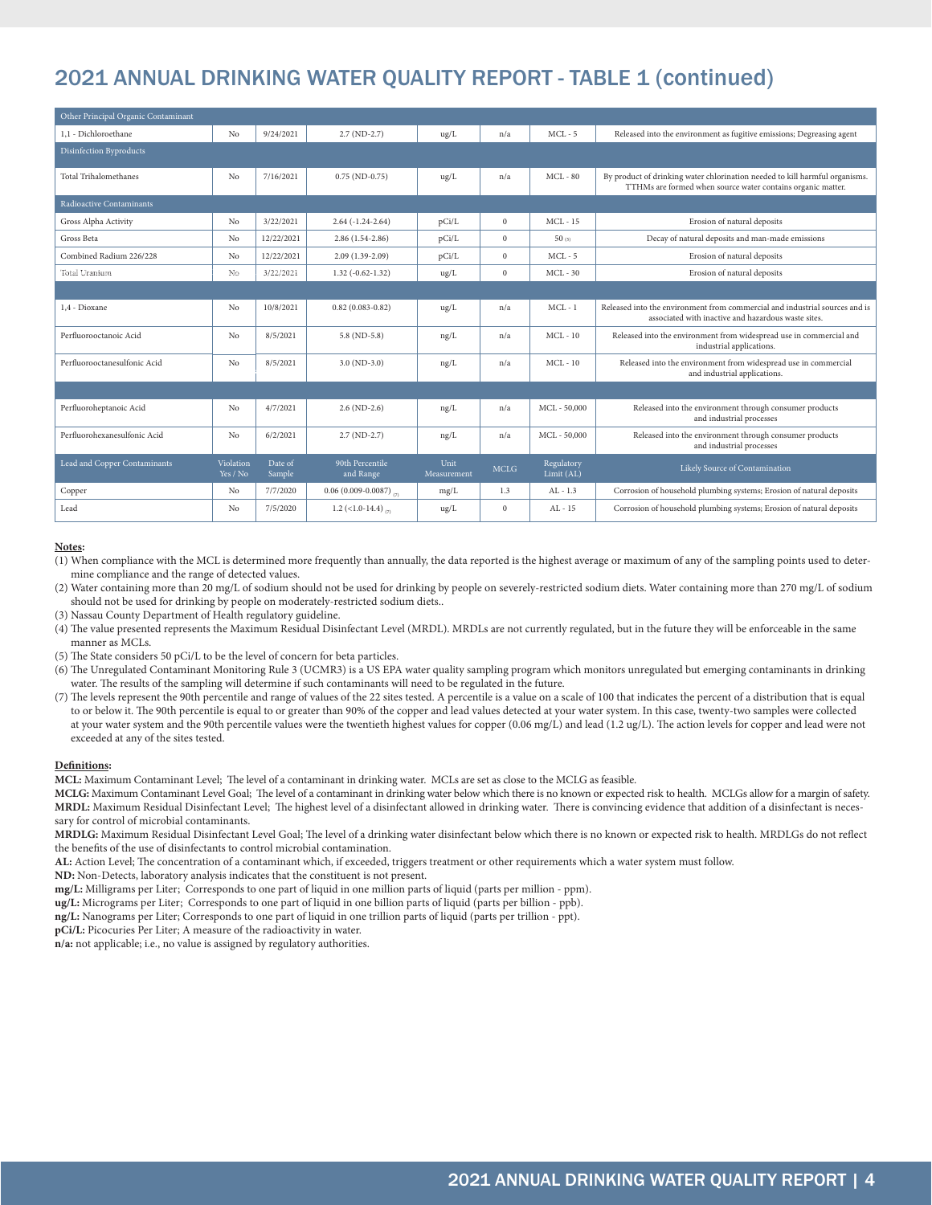# 2021 ANNUAL DRINKING WATER QUALITY REPORT - TABLE 1 (continued)

| Other Principal Organic Contaminant | | | | | | | |
|---|---|---|---|---|---|---|---|
| 1,1 - Dichloroethane | No | 9/24/2021 | 2.7 (ND-2.7) | ug/L | n/a | MCL - 5 | Released into the environment as fugitive emissions; Degreasing agent |
| Disinfection Byproducts | | | | | | | |
| Total Trihalomethanes | No | 7/16/2021 | 0.75 (ND-0.75) | ug/L | n/a | MCL - 80 | By product of drinking water chlorination needed to kill harmful organisms. TTHMs are formed when source water contains organic matter. |
| Radioactive Contaminants | | | | | | | |
| Gross Alpha Activity | No | 3/22/2021 | 2.64 (-1.24-2.64) | pCi/L | 0 | MCL - 15 | Erosion of natural deposits |
| Gross Beta | No | 12/22/2021 | 2.86 (1.54-2.86) | pCi/L | 0 | 50 (5) | Decay of natural deposits and man-made emissions |
| Combined Radium 226/228 | No | 12/22/2021 | 2.09 (1.39-2.09) | pCi/L | 0 | MCL - 5 | Erosion of natural deposits |
| Total Uranium | No | 3/22/2021 | 1.32 (-0.62-1.32) | ug/L | 0 | MCL - 30 | Erosion of natural deposits |
| | | | | | | | |
| 1,4 - Dioxane | No | 10/8/2021 | 0.82 (0.083-0.82) | ug/L | n/a | MCL - 1 | Released into the environment from commercial and industrial sources and is associated with inactive and hazardous waste sites. |
| Perfluorooctanoic Acid | No | 8/5/2021 | 5.8 (ND-5.8) | ng/L | n/a | MCL - 10 | Released into the environment from widespread use in commercial and industrial applications. |
| Perfluorooctanesulfonic Acid | No | 8/5/2021 | 3.0 (ND-3.0) | ng/L | n/a | MCL - 10 | Released into the environment from widespread use in commercial and industrial applications. |
| | | | | | | | |
| Perfluoroheptanoic Acid | No | 4/7/2021 | 2.6 (ND-2.6) | ng/L | n/a | MCL - 50,000 | Released into the environment through consumer products and industrial processes |
| Perfluorohexanesulfonic Acid | No | 6/2/2021 | 2.7 (ND-2.7) | ng/L | n/a | MCL - 50,000 | Released into the environment through consumer products and industrial processes |
| **Lead and Copper Contaminants** | **Violation Yes / No** | **Date of Sample** | **90th Percentile and Range** | **Unit Measurement** | **MCLG** | **Regulatory Limit (AL)** | **Likely Source of Contamination** |
| Copper | No | 7/7/2020 | 0.06 (0.009-0.0087) (7) | mg/L | 1.3 | AL - 1.3 | Corrosion of household plumbing systems; Erosion of natural deposits |
| Lead | No | 7/5/2020 | 1.2 (<1.0-14.4) (7) | ug/L | 0 | AL - 15 | Corrosion of household plumbing systems; Erosion of natural deposits |

**Notes:**

(1) When compliance with the MCL is determined more frequently than annually, the data reported is the highest average or maximum of any of the sampling points used to determine compliance and the range of detected values.

(2) Water containing more than 20 mg/L of sodium should not be used for drinking by people on severely-restricted sodium diets. Water containing more than 270 mg/L of sodium should not be used for drinking by people on moderately-restricted sodium diets..

(3) Nassau County Department of Health regulatory guideline.

(4) The value presented represents the Maximum Residual Disinfectant Level (MRDL). MRDLs are not currently regulated, but in the future they will be enforceable in the same manner as MCLs.

(5) The State considers 50 pCi/L to be the level of concern for beta particles.

(6) The Unregulated Contaminant Monitoring Rule 3 (UCMR3) is a US EPA water quality sampling program which monitors unregulated but emerging contaminants in drinking water. The results of the sampling will determine if such contaminants will need to be regulated in the future.

(7) The levels represent the 90th percentile and range of values of the 22 sites tested. A percentile is a value on a scale of 100 that indicates the percent of a distribution that is equal to or below it. The 90th percentile is equal to or greater than 90% of the copper and lead values detected at your water system. In this case, twenty-two samples were collected at your water system and the 90th percentile values were the twentieth highest values for copper (0.06 mg/L) and lead (1.2 ug/L). The action levels for copper and lead were not exceeded at any of the sites tested.

**Definitions:**

**MCL:** Maximum Contaminant Level; The level of a contaminant in drinking water. MCLs are set as close to the MCLG as feasible.

**MCLG:** Maximum Contaminant Level Goal; The level of a contaminant in drinking water below which there is no known or expected risk to health. MCLGs allow for a margin of safety.

**MRDL:** Maximum Residual Disinfectant Level; The highest level of a disinfectant allowed in drinking water. There is convincing evidence that addition of a disinfectant is necessary for control of microbial contaminants.

**MRDLG:** Maximum Residual Disinfectant Level Goal; The level of a drinking water disinfectant below which there is no known or expected risk to health. MRDLGs do not reflect the benefits of the use of disinfectants to control microbial contamination.

**AL:** Action Level; The concentration of a contaminant which, if exceeded, triggers treatment or other requirements which a water system must follow.

**ND:** Non-Detects, laboratory analysis indicates that the constituent is not present.

**mg/L:** Milligrams per Liter; Corresponds to one part of liquid in one million parts of liquid (parts per million - ppm).

**ug/L:** Micrograms per Liter; Corresponds to one part of liquid in one billion parts of liquid (parts per billion - ppb).

**ng/L:** Nanograms per Liter; Corresponds to one part of liquid in one trillion parts of liquid (parts per trillion - ppt).

**pCi/L:** Picocuries Per Liter; A measure of the radioactivity in water.

**n/a:** not applicable; i.e., no value is assigned by regulatory authorities.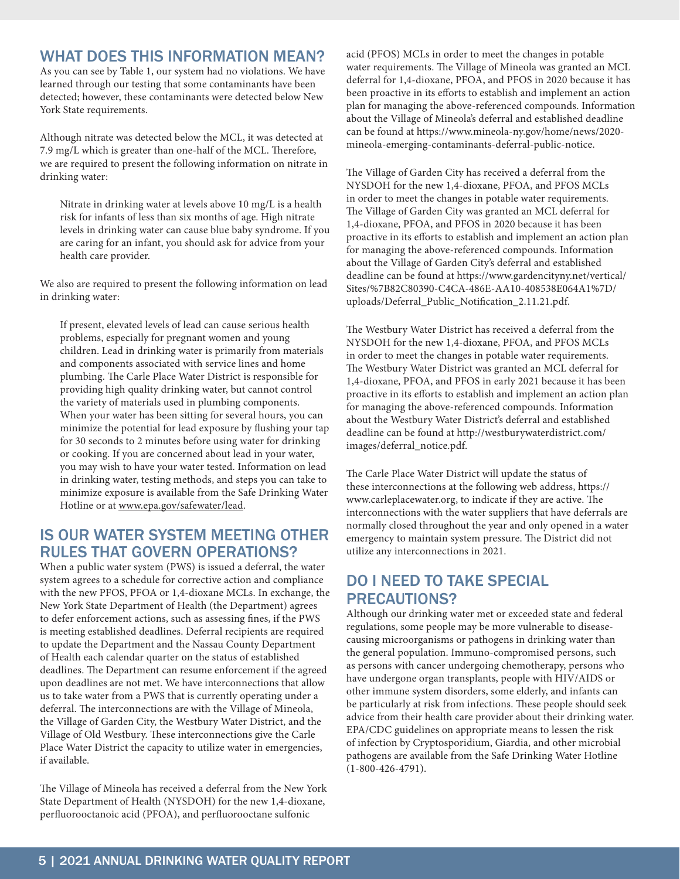## WHAT DOES THIS INFORMATION MEAN?

As you can see by Table 1, our system had no violations. We have learned through our testing that some contaminants have been detected; however, these contaminants were detected below New York State requirements.

Although nitrate was detected below the MCL, it was detected at 7.9 mg/L which is greater than one-half of the MCL. Therefore, we are required to present the following information on nitrate in drinking water:

> Nitrate in drinking water at levels above 10 mg/L is a health risk for infants of less than six months of age. High nitrate levels in drinking water can cause blue baby syndrome. If you are caring for an infant, you should ask for advice from your health care provider.

We also are required to present the following information on lead in drinking water:

> If present, elevated levels of lead can cause serious health problems, especially for pregnant women and young children. Lead in drinking water is primarily from materials and components associated with service lines and home plumbing. The Carle Place Water District is responsible for providing high quality drinking water, but cannot control the variety of materials used in plumbing components. When your water has been sitting for several hours, you can minimize the potential for lead exposure by flushing your tap for 30 seconds to 2 minutes before using water for drinking or cooking. If you are concerned about lead in your water, you may wish to have your water tested. Information on lead in drinking water, testing methods, and steps you can take to minimize exposure is available from the Safe Drinking Water Hotline or at www.epa.gov/safewater/lead.

## IS OUR WATER SYSTEM MEETING OTHER RULES THAT GOVERN OPERATIONS?

When a public water system (PWS) is issued a deferral, the water system agrees to a schedule for corrective action and compliance with the new PFOS, PFOA or 1,4-dioxane MCLs. In exchange, the New York State Department of Health (the Department) agrees to defer enforcement actions, such as assessing fines, if the PWS is meeting established deadlines. Deferral recipients are required to update the Department and the Nassau County Department of Health each calendar quarter on the status of established deadlines. The Department can resume enforcement if the agreed upon deadlines are not met. We have interconnections that allow us to take water from a PWS that is currently operating under a deferral. The interconnections are with the Village of Mineola, the Village of Garden City, the Westbury Water District, and the Village of Old Westbury. These interconnections give the Carle Place Water District the capacity to utilize water in emergencies, if available.

The Village of Mineola has received a deferral from the New York State Department of Health (NYSDOH) for the new 1,4-dioxane, perfluorooctanoic acid (PFOA), and perfluorooctane sulfonic acid (PFOS) MCLs in order to meet the changes in potable water requirements. The Village of Mineola was granted an MCL deferral for 1,4-dioxane, PFOA, and PFOS in 2020 because it has been proactive in its efforts to establish and implement an action plan for managing the above-referenced compounds. Information about the Village of Mineola's deferral and established deadline can be found at https://www.mineola-ny.gov/home/news/2020-mineola-emerging-contaminants-deferral-public-notice.

The Village of Garden City has received a deferral from the NYSDOH for the new 1,4-dioxane, PFOA, and PFOS MCLs in order to meet the changes in potable water requirements. The Village of Garden City was granted an MCL deferral for 1,4-dioxane, PFOA, and PFOS in 2020 because it has been proactive in its efforts to establish and implement an action plan for managing the above-referenced compounds. Information about the Village of Garden City's deferral and established deadline can be found at https://www.gardencityny.net/vertical/Sites/%7B82C80390-C4CA-486E-AA10-408538E064A1%7D/uploads/Deferral_Public_Notification_2.11.21.pdf.

The Westbury Water District has received a deferral from the NYSDOH for the new 1,4-dioxane, PFOA, and PFOS MCLs in order to meet the changes in potable water requirements. The Westbury Water District was granted an MCL deferral for 1,4-dioxane, PFOA, and PFOS in early 2021 because it has been proactive in its efforts to establish and implement an action plan for managing the above-referenced compounds. Information about the Westbury Water District's deferral and established deadline can be found at http://westburywaterdistrict.com/images/deferral_notice.pdf.

The Carle Place Water District will update the status of these interconnections at the following web address, https://www.carleplacewater.org, to indicate if they are active. The interconnections with the water suppliers that have deferrals are normally closed throughout the year and only opened in a water emergency to maintain system pressure. The District did not utilize any interconnections in 2021.

## DO I NEED TO TAKE SPECIAL PRECAUTIONS?

Although our drinking water met or exceeded state and federal regulations, some people may be more vulnerable to disease-causing microorganisms or pathogens in drinking water than the general population. Immuno-compromised persons, such as persons with cancer undergoing chemotherapy, persons who have undergone organ transplants, people with HIV/AIDS or other immune system disorders, some elderly, and infants can be particularly at risk from infections. These people should seek advice from their health care provider about their drinking water. EPA/CDC guidelines on appropriate means to lessen the risk of infection by Cryptosporidium, Giardia, and other microbial pathogens are available from the Safe Drinking Water Hotline (1-800-426-4791).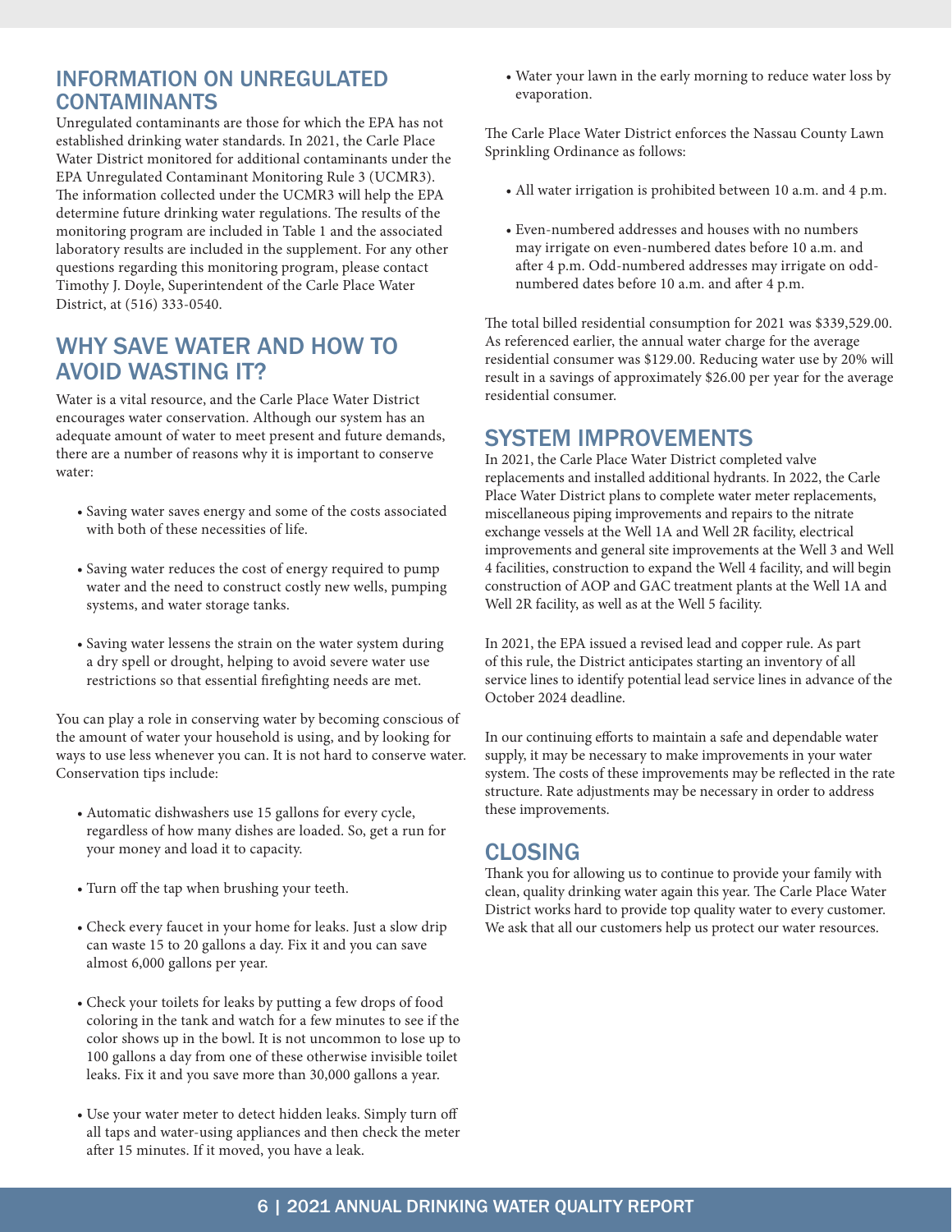## INFORMATION ON UNREGULATED CONTAMINANTS

Unregulated contaminants are those for which the EPA has not established drinking water standards. In 2021, the Carle Place Water District monitored for additional contaminants under the EPA Unregulated Contaminant Monitoring Rule 3 (UCMR3). The information collected under the UCMR3 will help the EPA determine future drinking water regulations. The results of the monitoring program are included in Table 1 and the associated laboratory results are included in the supplement. For any other questions regarding this monitoring program, please contact Timothy J. Doyle, Superintendent of the Carle Place Water District, at (516) 333-0540.

## WHY SAVE WATER AND HOW TO AVOID WASTING IT?

Water is a vital resource, and the Carle Place Water District encourages water conservation. Although our system has an adequate amount of water to meet present and future demands, there are a number of reasons why it is important to conserve water:

- Saving water saves energy and some of the costs associated with both of these necessities of life.
- Saving water reduces the cost of energy required to pump water and the need to construct costly new wells, pumping systems, and water storage tanks.
- Saving water lessens the strain on the water system during a dry spell or drought, helping to avoid severe water use restrictions so that essential firefighting needs are met.

You can play a role in conserving water by becoming conscious of the amount of water your household is using, and by looking for ways to use less whenever you can. It is not hard to conserve water. Conservation tips include:

- Automatic dishwashers use 15 gallons for every cycle, regardless of how many dishes are loaded. So, get a run for your money and load it to capacity.
- Turn off the tap when brushing your teeth.
- Check every faucet in your home for leaks. Just a slow drip can waste 15 to 20 gallons a day. Fix it and you can save almost 6,000 gallons per year.
- Check your toilets for leaks by putting a few drops of food coloring in the tank and watch for a few minutes to see if the color shows up in the bowl. It is not uncommon to lose up to 100 gallons a day from one of these otherwise invisible toilet leaks. Fix it and you save more than 30,000 gallons a year.
- Use your water meter to detect hidden leaks. Simply turn off all taps and water-using appliances and then check the meter after 15 minutes. If it moved, you have a leak.
- Water your lawn in the early morning to reduce water loss by evaporation.

The Carle Place Water District enforces the Nassau County Lawn Sprinkling Ordinance as follows:

- All water irrigation is prohibited between 10 a.m. and 4 p.m.
- Even-numbered addresses and houses with no numbers may irrigate on even-numbered dates before 10 a.m. and after 4 p.m. Odd-numbered addresses may irrigate on odd-numbered dates before 10 a.m. and after 4 p.m.

The total billed residential consumption for 2021 was $339,529.00. As referenced earlier, the annual water charge for the average residential consumer was $129.00. Reducing water use by 20% will result in a savings of approximately $26.00 per year for the average residential consumer.

## SYSTEM IMPROVEMENTS

In 2021, the Carle Place Water District completed valve replacements and installed additional hydrants. In 2022, the Carle Place Water District plans to complete water meter replacements, miscellaneous piping improvements and repairs to the nitrate exchange vessels at the Well 1A and Well 2R facility, electrical improvements and general site improvements at the Well 3 and Well 4 facilities, construction to expand the Well 4 facility, and will begin construction of AOP and GAC treatment plants at the Well 1A and Well 2R facility, as well as at the Well 5 facility.

In 2021, the EPA issued a revised lead and copper rule. As part of this rule, the District anticipates starting an inventory of all service lines to identify potential lead service lines in advance of the October 2024 deadline.

In our continuing efforts to maintain a safe and dependable water supply, it may be necessary to make improvements in your water system. The costs of these improvements may be reflected in the rate structure. Rate adjustments may be necessary in order to address these improvements.

## CLOSING

Thank you for allowing us to continue to provide your family with clean, quality drinking water again this year. The Carle Place Water District works hard to provide top quality water to every customer. We ask that all our customers help us protect our water resources.